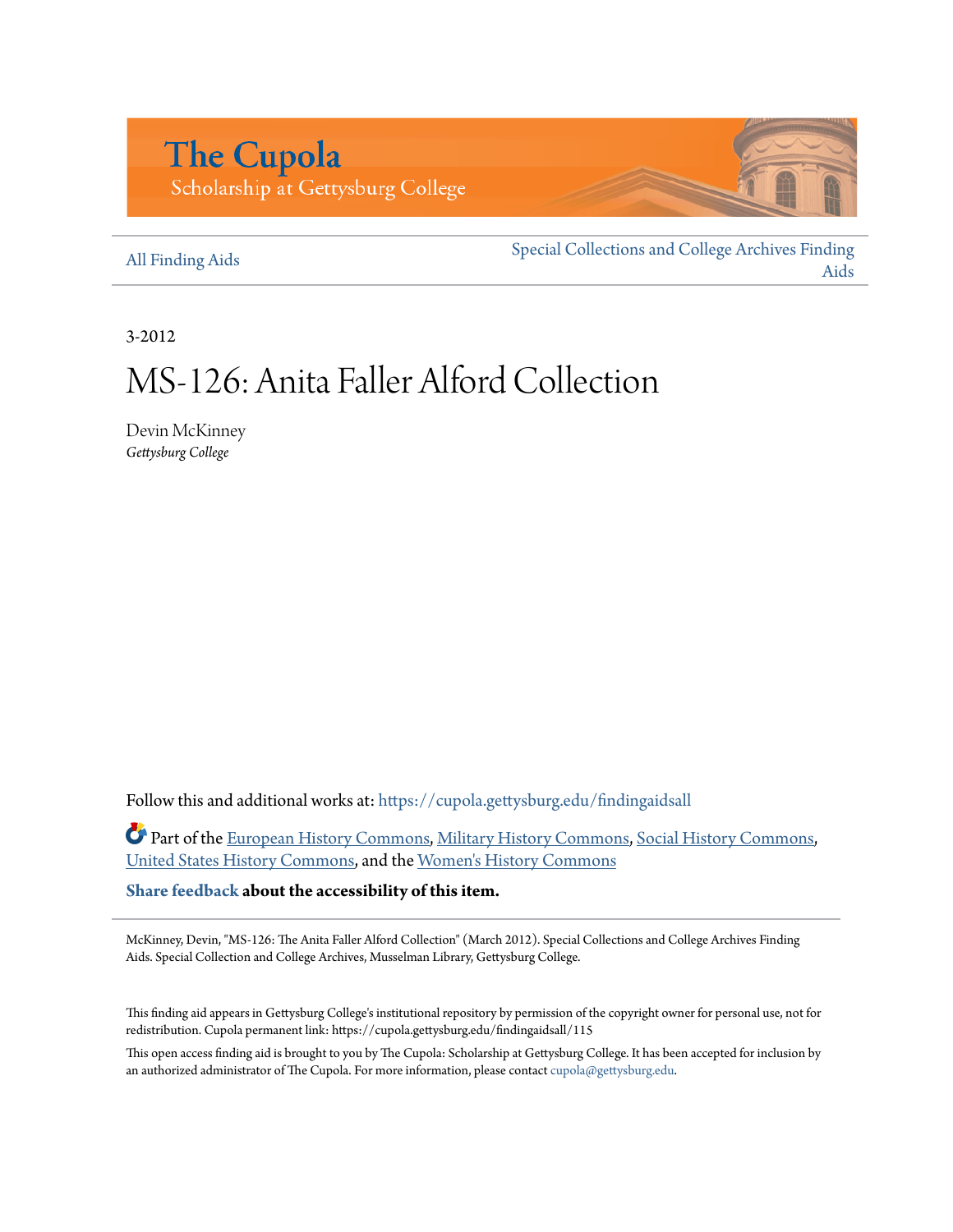The Cupola
Scholarship at Gettysburg College

All Finding Aids | Special Collections and College Archives Finding Aids

3-2012

# MS-126: Anita Faller Alford Collection

Devin McKinney
*Gettysburg College*

Follow this and additional works at: https://cupola.gettysburg.edu/findingaidsall

Part of the European History Commons, Military History Commons, Social History Commons, United States History Commons, and the Women's History Commons

**Share feedback about the accessibility of this item.**

McKinney, Devin, "MS-126: The Anita Faller Alford Collection" (March 2012). Special Collections and College Archives Finding Aids. Special Collection and College Archives, Musselman Library, Gettysburg College.

This finding aid appears in Gettysburg College's institutional repository by permission of the copyright owner for personal use, not for redistribution. Cupola permanent link: https://cupola.gettysburg.edu/findingaidsall/115

This open access finding aid is brought to you by The Cupola: Scholarship at Gettysburg College. It has been accepted for inclusion by an authorized administrator of The Cupola. For more information, please contact cupola@gettysburg.edu.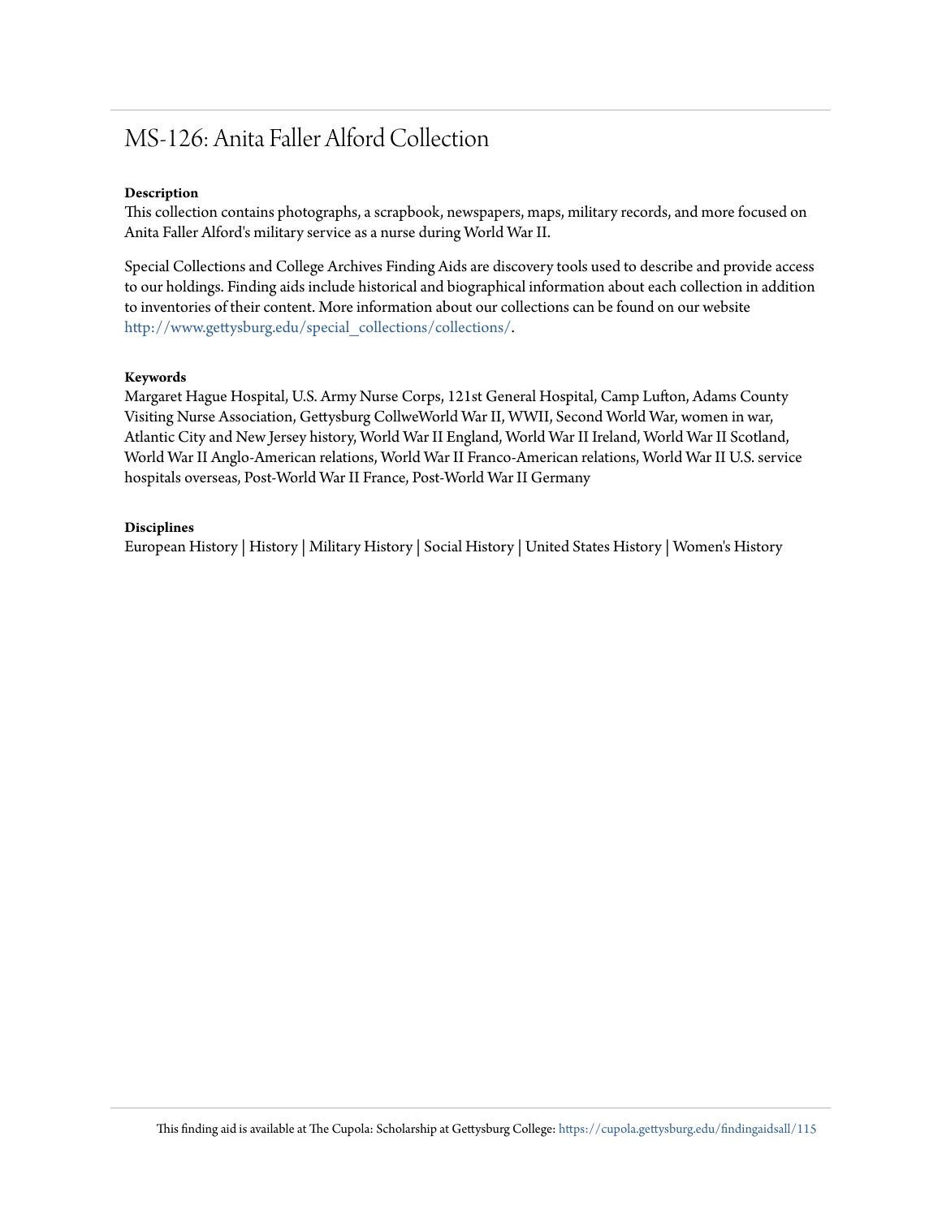# MS-126: Anita Faller Alford Collection

**Description**

This collection contains photographs, a scrapbook, newspapers, maps, military records, and more focused on Anita Faller Alford's military service as a nurse during World War II.

Special Collections and College Archives Finding Aids are discovery tools used to describe and provide access to our holdings. Finding aids include historical and biographical information about each collection in addition to inventories of their content. More information about our collections can be found on our website http://www.gettysburg.edu/special_collections/collections/.

**Keywords**

Margaret Hague Hospital, U.S. Army Nurse Corps, 121st General Hospital, Camp Lufton, Adams County Visiting Nurse Association, Gettysburg CollweWorld War II, WWII, Second World War, women in war, Atlantic City and New Jersey history, World War II England, World War II Ireland, World War II Scotland, World War II Anglo-American relations, World War II Franco-American relations, World War II U.S. service hospitals overseas, Post-World War II France, Post-World War II Germany

**Disciplines**

European History | History | Military History | Social History | United States History | Women's History

This finding aid is available at The Cupola: Scholarship at Gettysburg College: https://cupola.gettysburg.edu/findingaidsall/115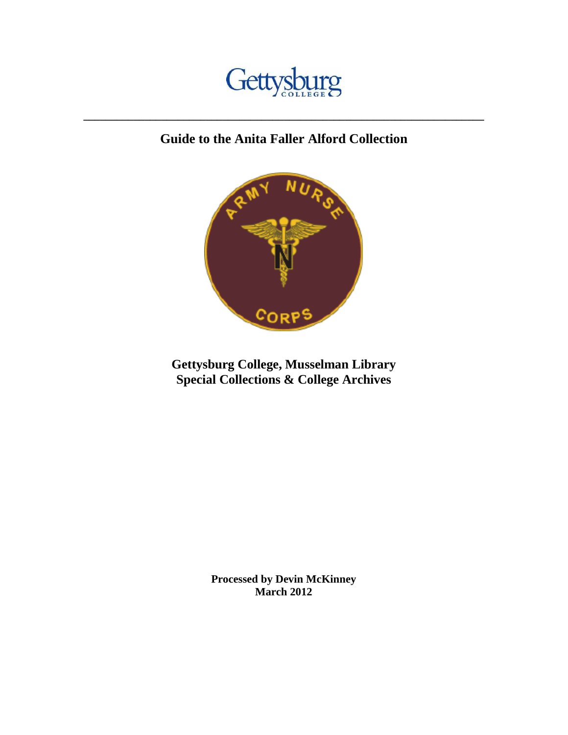Gettysburg COLLEGE

---

# Guide to the Anita Faller Alford Collection

**Gettysburg College, Musselman Library**
**Special Collections & College Archives**

**Processed by Devin McKinney**
**March 2012**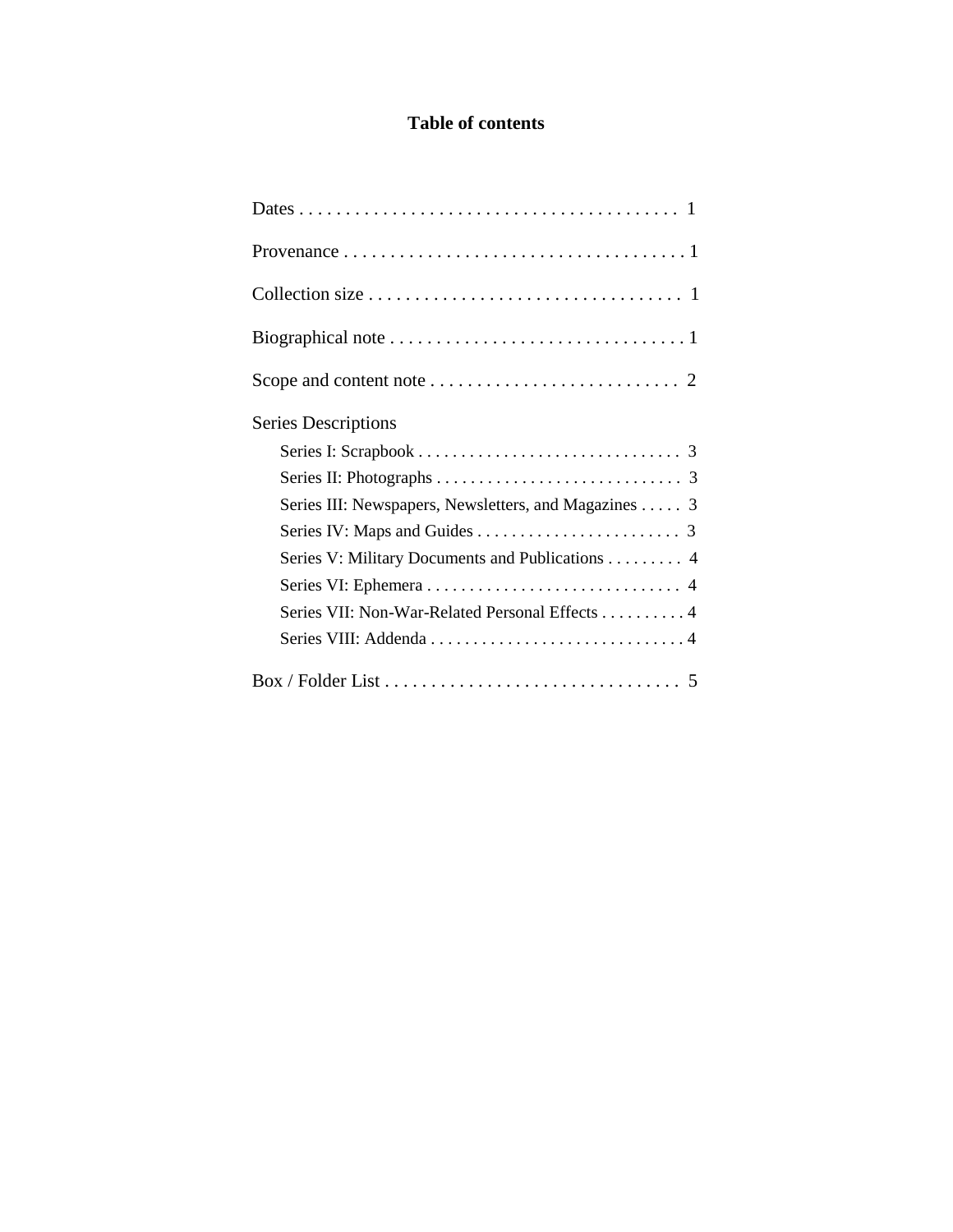# Table of contents

Dates . . . . . . . . . . . . . . . . . . . . . . . . . . . . . . . . . . . . . . . . . 1

Provenance . . . . . . . . . . . . . . . . . . . . . . . . . . . . . . . . . . . . . 1

Collection size . . . . . . . . . . . . . . . . . . . . . . . . . . . . . . . . . . 1

Biographical note . . . . . . . . . . . . . . . . . . . . . . . . . . . . . . . . 1

Scope and content note . . . . . . . . . . . . . . . . . . . . . . . . . . . 2

Series Descriptions

- Series I: Scrapbook . . . . . . . . . . . . . . . . . . . . . . . . . . . . . . . 3
- Series II: Photographs . . . . . . . . . . . . . . . . . . . . . . . . . . . . . 3
- Series III: Newspapers, Newsletters, and Magazines . . . . . 3
- Series IV: Maps and Guides . . . . . . . . . . . . . . . . . . . . . . . . 3
- Series V: Military Documents and Publications . . . . . . . . . 4
- Series VI: Ephemera . . . . . . . . . . . . . . . . . . . . . . . . . . . . . . 4
- Series VII: Non-War-Related Personal Effects . . . . . . . . . . 4
- Series VIII: Addenda . . . . . . . . . . . . . . . . . . . . . . . . . . . . . . 4

Box / Folder List . . . . . . . . . . . . . . . . . . . . . . . . . . . . . . . . 5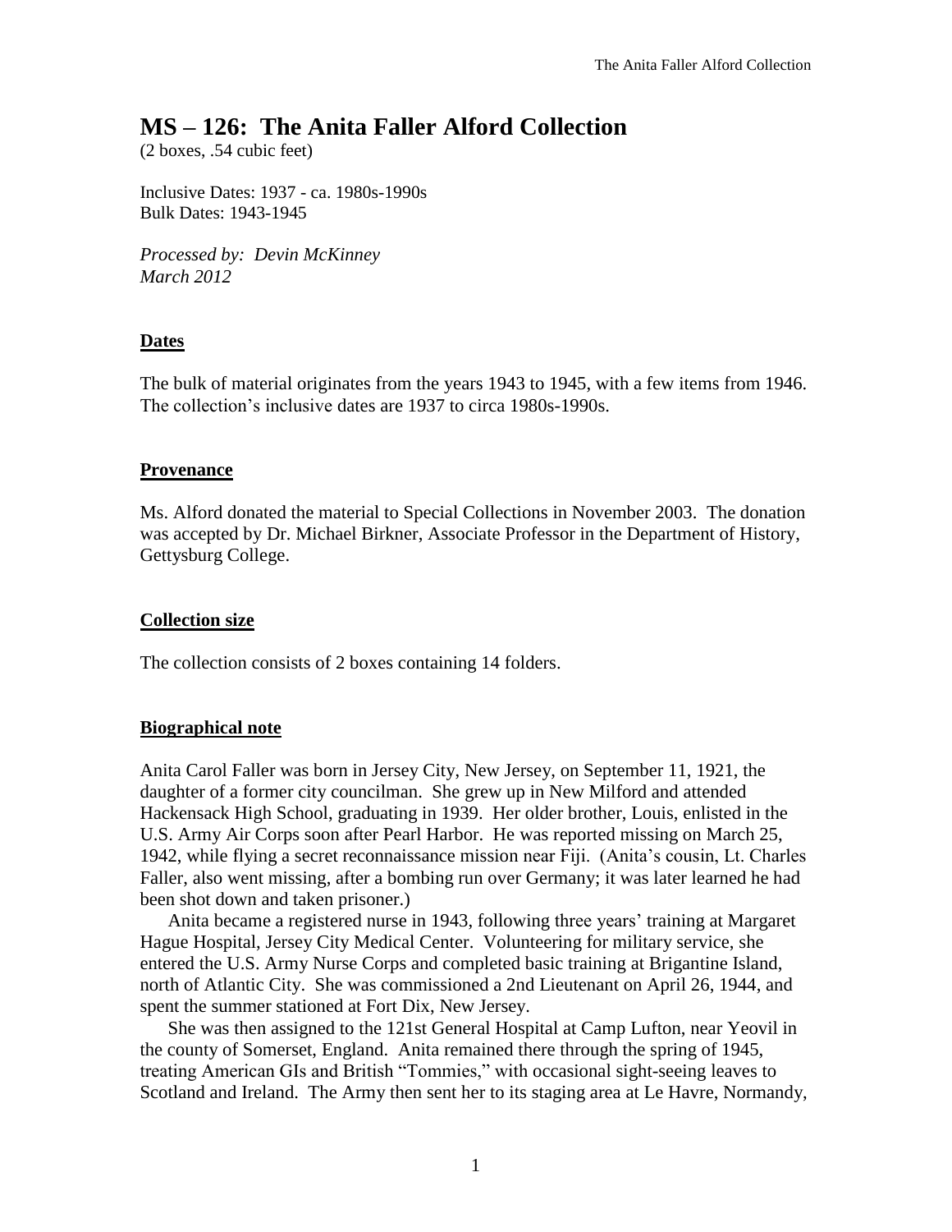# MS – 126: The Anita Faller Alford Collection

(2 boxes, .54 cubic feet)

Inclusive Dates: 1937 - ca. 1980s-1990s
Bulk Dates: 1943-1945

*Processed by: Devin McKinney*
*March 2012*

## Dates

The bulk of material originates from the years 1943 to 1945, with a few items from 1946. The collection's inclusive dates are 1937 to circa 1980s-1990s.

## Provenance

Ms. Alford donated the material to Special Collections in November 2003. The donation was accepted by Dr. Michael Birkner, Associate Professor in the Department of History, Gettysburg College.

## Collection size

The collection consists of 2 boxes containing 14 folders.

## Biographical note

Anita Carol Faller was born in Jersey City, New Jersey, on September 11, 1921, the daughter of a former city councilman. She grew up in New Milford and attended Hackensack High School, graduating in 1939. Her older brother, Louis, enlisted in the U.S. Army Air Corps soon after Pearl Harbor. He was reported missing on March 25, 1942, while flying a secret reconnaissance mission near Fiji. (Anita's cousin, Lt. Charles Faller, also went missing, after a bombing run over Germany; it was later learned he had been shot down and taken prisoner.)

Anita became a registered nurse in 1943, following three years' training at Margaret Hague Hospital, Jersey City Medical Center. Volunteering for military service, she entered the U.S. Army Nurse Corps and completed basic training at Brigantine Island, north of Atlantic City. She was commissioned a 2nd Lieutenant on April 26, 1944, and spent the summer stationed at Fort Dix, New Jersey.

She was then assigned to the 121st General Hospital at Camp Lufton, near Yeovil in the county of Somerset, England. Anita remained there through the spring of 1945, treating American GIs and British "Tommies," with occasional sight-seeing leaves to Scotland and Ireland. The Army then sent her to its staging area at Le Havre, Normandy,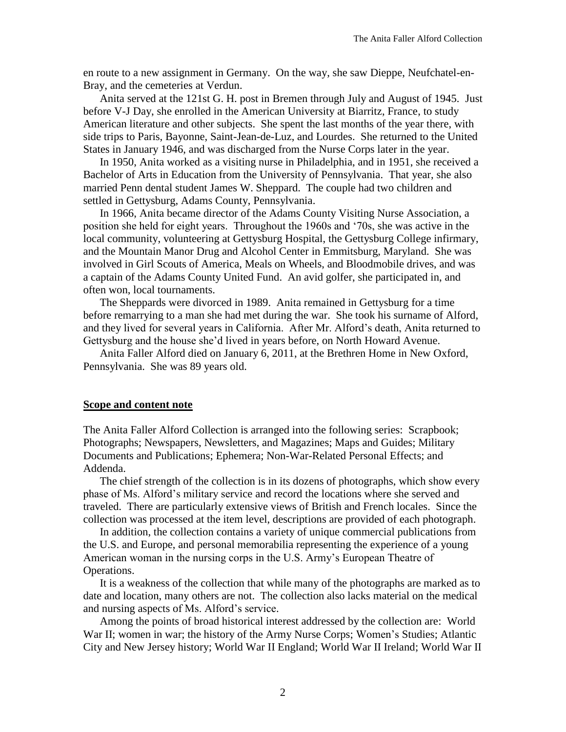en route to a new assignment in Germany. On the way, she saw Dieppe, Neufchatel-en-Bray, and the cemeteries at Verdun.

Anita served at the 121st G. H. post in Bremen through July and August of 1945. Just before V-J Day, she enrolled in the American University at Biarritz, France, to study American literature and other subjects. She spent the last months of the year there, with side trips to Paris, Bayonne, Saint-Jean-de-Luz, and Lourdes. She returned to the United States in January 1946, and was discharged from the Nurse Corps later in the year.

In 1950, Anita worked as a visiting nurse in Philadelphia, and in 1951, she received a Bachelor of Arts in Education from the University of Pennsylvania. That year, she also married Penn dental student James W. Sheppard. The couple had two children and settled in Gettysburg, Adams County, Pennsylvania.

In 1966, Anita became director of the Adams County Visiting Nurse Association, a position she held for eight years. Throughout the 1960s and '70s, she was active in the local community, volunteering at Gettysburg Hospital, the Gettysburg College infirmary, and the Mountain Manor Drug and Alcohol Center in Emmitsburg, Maryland. She was involved in Girl Scouts of America, Meals on Wheels, and Bloodmobile drives, and was a captain of the Adams County United Fund. An avid golfer, she participated in, and often won, local tournaments.

The Sheppards were divorced in 1989. Anita remained in Gettysburg for a time before remarrying to a man she had met during the war. She took his surname of Alford, and they lived for several years in California. After Mr. Alford's death, Anita returned to Gettysburg and the house she'd lived in years before, on North Howard Avenue.

Anita Faller Alford died on January 6, 2011, at the Brethren Home in New Oxford, Pennsylvania. She was 89 years old.

## Scope and content note

The Anita Faller Alford Collection is arranged into the following series: Scrapbook; Photographs; Newspapers, Newsletters, and Magazines; Maps and Guides; Military Documents and Publications; Ephemera; Non-War-Related Personal Effects; and Addenda.

The chief strength of the collection is in its dozens of photographs, which show every phase of Ms. Alford's military service and record the locations where she served and traveled. There are particularly extensive views of British and French locales. Since the collection was processed at the item level, descriptions are provided of each photograph.

In addition, the collection contains a variety of unique commercial publications from the U.S. and Europe, and personal memorabilia representing the experience of a young American woman in the nursing corps in the U.S. Army's European Theatre of Operations.

It is a weakness of the collection that while many of the photographs are marked as to date and location, many others are not. The collection also lacks material on the medical and nursing aspects of Ms. Alford's service.

Among the points of broad historical interest addressed by the collection are: World War II; women in war; the history of the Army Nurse Corps; Women's Studies; Atlantic City and New Jersey history; World War II England; World War II Ireland; World War II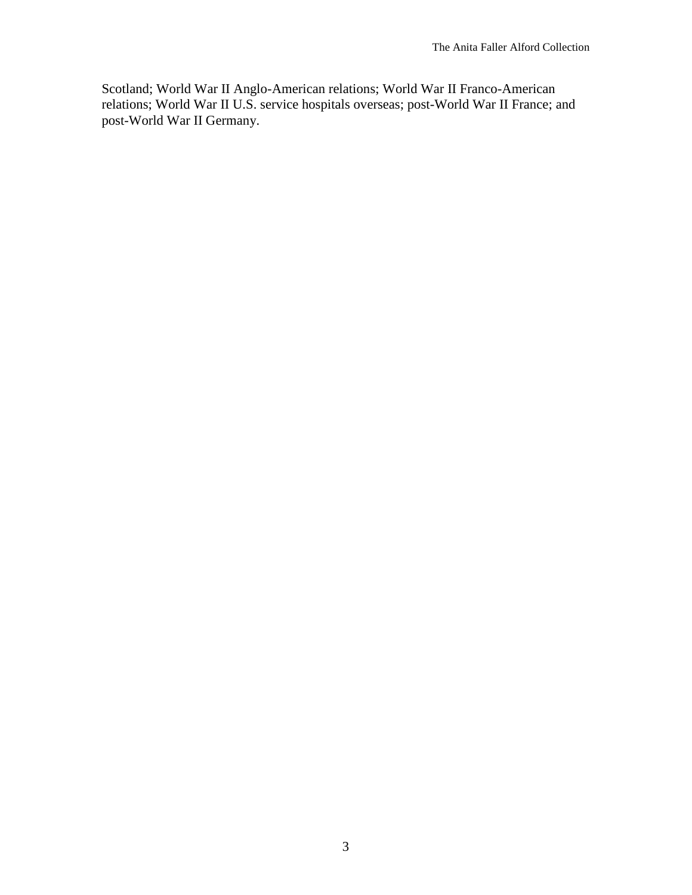Scotland; World War II Anglo-American relations; World War II Franco-American relations; World War II U.S. service hospitals overseas; post-World War II France; and post-World War II Germany.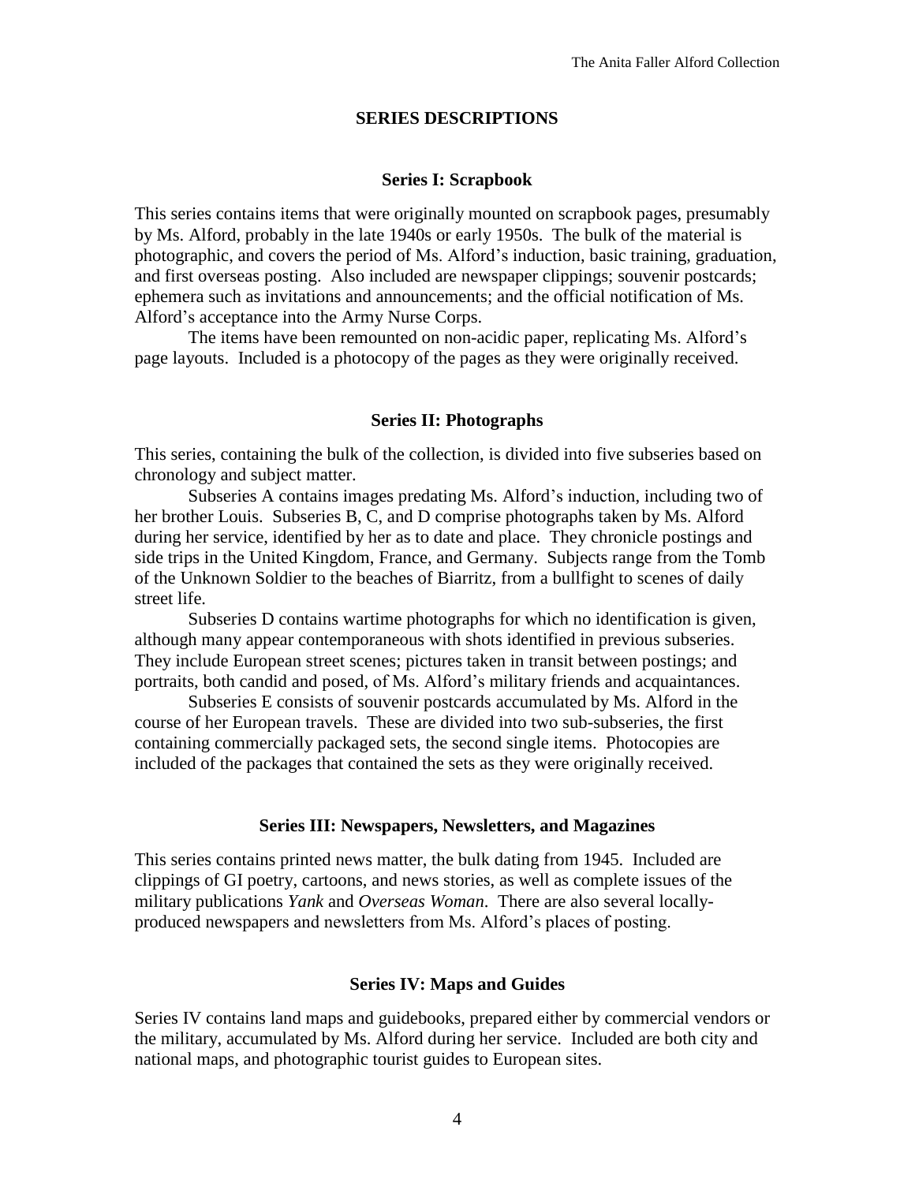## SERIES DESCRIPTIONS

### Series I: Scrapbook

This series contains items that were originally mounted on scrapbook pages, presumably by Ms. Alford, probably in the late 1940s or early 1950s. The bulk of the material is photographic, and covers the period of Ms. Alford's induction, basic training, graduation, and first overseas posting. Also included are newspaper clippings; souvenir postcards; ephemera such as invitations and announcements; and the official notification of Ms. Alford's acceptance into the Army Nurse Corps.

The items have been remounted on non-acidic paper, replicating Ms. Alford's page layouts. Included is a photocopy of the pages as they were originally received.

### Series II: Photographs

This series, containing the bulk of the collection, is divided into five subseries based on chronology and subject matter.

Subseries A contains images predating Ms. Alford's induction, including two of her brother Louis. Subseries B, C, and D comprise photographs taken by Ms. Alford during her service, identified by her as to date and place. They chronicle postings and side trips in the United Kingdom, France, and Germany. Subjects range from the Tomb of the Unknown Soldier to the beaches of Biarritz, from a bullfight to scenes of daily street life.

Subseries D contains wartime photographs for which no identification is given, although many appear contemporaneous with shots identified in previous subseries. They include European street scenes; pictures taken in transit between postings; and portraits, both candid and posed, of Ms. Alford's military friends and acquaintances.

Subseries E consists of souvenir postcards accumulated by Ms. Alford in the course of her European travels. These are divided into two sub-subseries, the first containing commercially packaged sets, the second single items. Photocopies are included of the packages that contained the sets as they were originally received.

### Series III: Newspapers, Newsletters, and Magazines

This series contains printed news matter, the bulk dating from 1945. Included are clippings of GI poetry, cartoons, and news stories, as well as complete issues of the military publications *Yank* and *Overseas Woman*. There are also several locally-produced newspapers and newsletters from Ms. Alford's places of posting.

### Series IV: Maps and Guides

Series IV contains land maps and guidebooks, prepared either by commercial vendors or the military, accumulated by Ms. Alford during her service. Included are both city and national maps, and photographic tourist guides to European sites.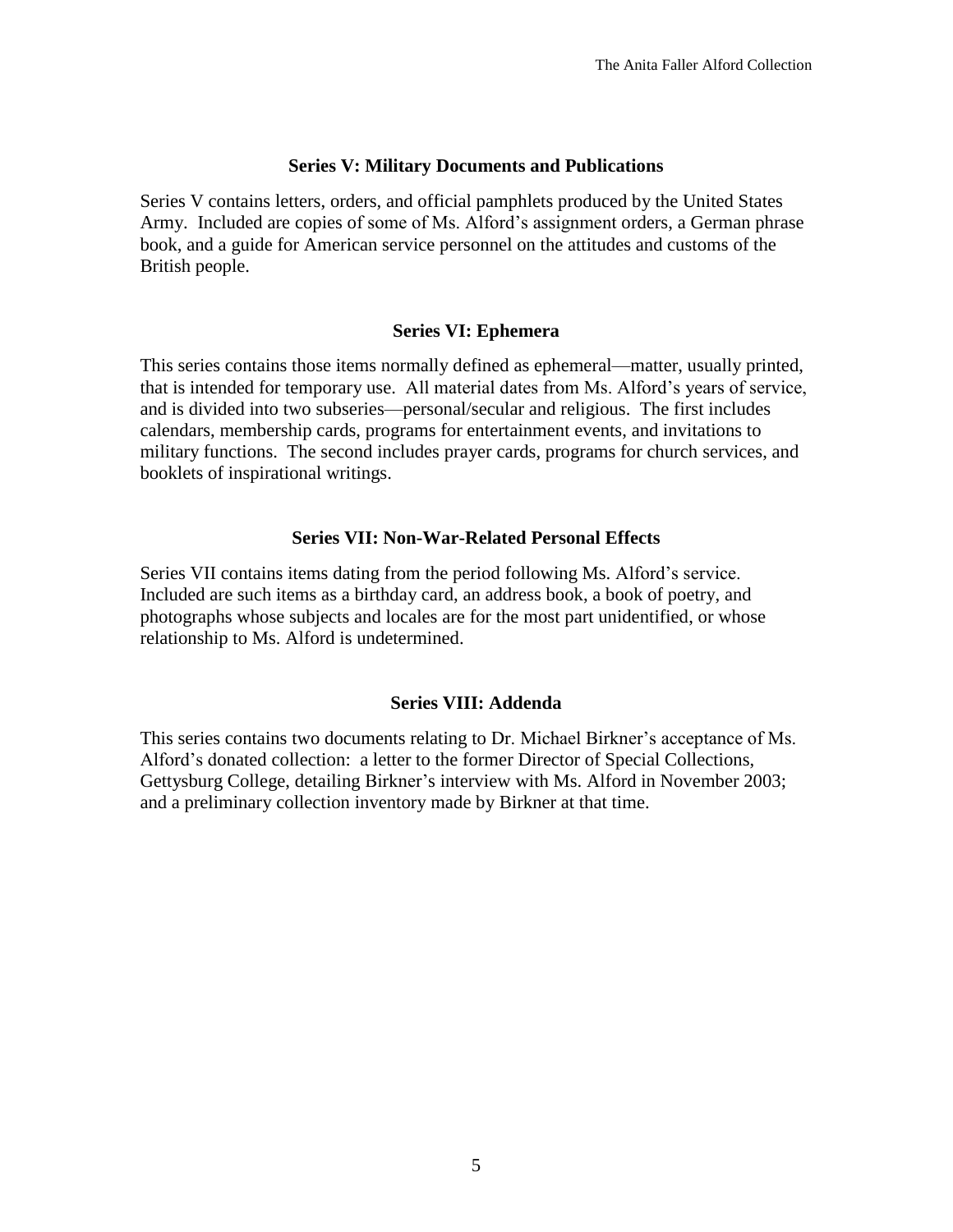### Series V: Military Documents and Publications

Series V contains letters, orders, and official pamphlets produced by the United States Army. Included are copies of some of Ms. Alford's assignment orders, a German phrase book, and a guide for American service personnel on the attitudes and customs of the British people.

### Series VI: Ephemera

This series contains those items normally defined as ephemeral—matter, usually printed, that is intended for temporary use. All material dates from Ms. Alford's years of service, and is divided into two subseries—personal/secular and religious. The first includes calendars, membership cards, programs for entertainment events, and invitations to military functions. The second includes prayer cards, programs for church services, and booklets of inspirational writings.

### Series VII: Non-War-Related Personal Effects

Series VII contains items dating from the period following Ms. Alford's service. Included are such items as a birthday card, an address book, a book of poetry, and photographs whose subjects and locales are for the most part unidentified, or whose relationship to Ms. Alford is undetermined.

### Series VIII: Addenda

This series contains two documents relating to Dr. Michael Birkner's acceptance of Ms. Alford's donated collection: a letter to the former Director of Special Collections, Gettysburg College, detailing Birkner's interview with Ms. Alford in November 2003; and a preliminary collection inventory made by Birkner at that time.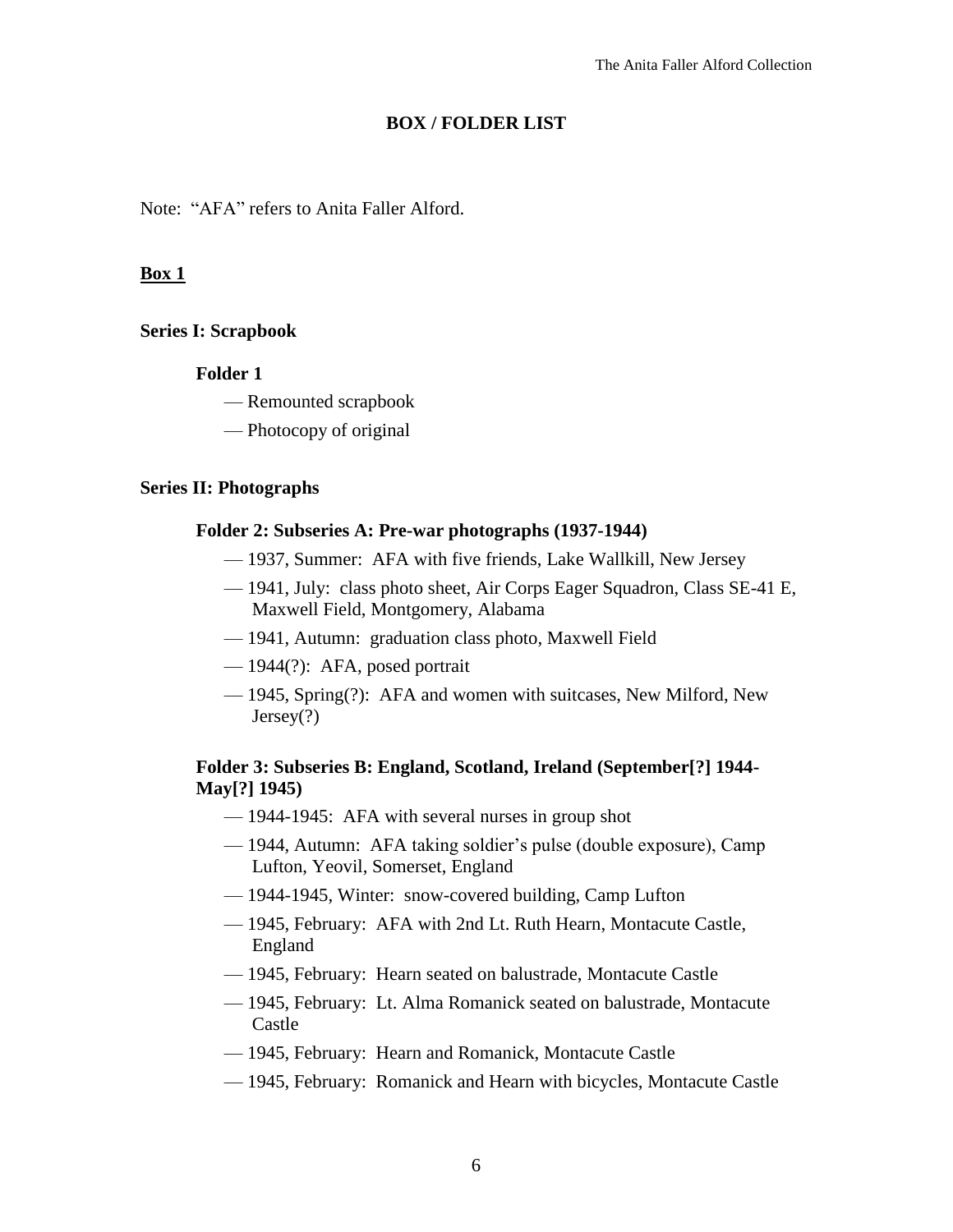## BOX / FOLDER LIST

Note: "AFA" refers to Anita Faller Alford.

### Box 1

#### Series I: Scrapbook

**Folder 1**

- — Remounted scrapbook
- — Photocopy of original

#### Series II: Photographs

**Folder 2: Subseries A: Pre-war photographs (1937-1944)**

- — 1937, Summer: AFA with five friends, Lake Wallkill, New Jersey
- — 1941, July: class photo sheet, Air Corps Eager Squadron, Class SE-41 E, Maxwell Field, Montgomery, Alabama
- — 1941, Autumn: graduation class photo, Maxwell Field
- — 1944(?): AFA, posed portrait
- — 1945, Spring(?): AFA and women with suitcases, New Milford, New Jersey(?)

**Folder 3: Subseries B: England, Scotland, Ireland (September[?] 1944-May[?] 1945)**

- — 1944-1945: AFA with several nurses in group shot
- — 1944, Autumn: AFA taking soldier's pulse (double exposure), Camp Lufton, Yeovil, Somerset, England
- — 1944-1945, Winter: snow-covered building, Camp Lufton
- — 1945, February: AFA with 2nd Lt. Ruth Hearn, Montacute Castle, England
- — 1945, February: Hearn seated on balustrade, Montacute Castle
- — 1945, February: Lt. Alma Romanick seated on balustrade, Montacute Castle
- — 1945, February: Hearn and Romanick, Montacute Castle
- — 1945, February: Romanick and Hearn with bicycles, Montacute Castle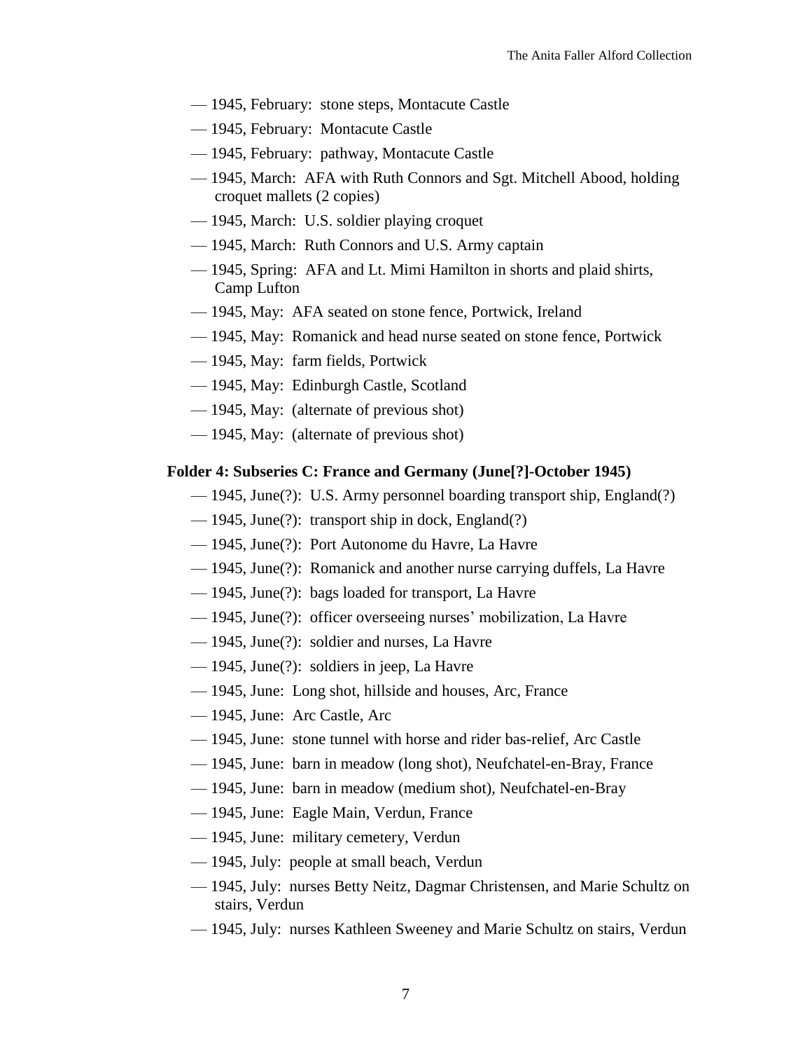— 1945, February: stone steps, Montacute Castle

— 1945, February: Montacute Castle

— 1945, February: pathway, Montacute Castle

— 1945, March: AFA with Ruth Connors and Sgt. Mitchell Abood, holding croquet mallets (2 copies)

— 1945, March: U.S. soldier playing croquet

— 1945, March: Ruth Connors and U.S. Army captain

— 1945, Spring: AFA and Lt. Mimi Hamilton in shorts and plaid shirts, Camp Lufton

— 1945, May: AFA seated on stone fence, Portwick, Ireland

— 1945, May: Romanick and head nurse seated on stone fence, Portwick

— 1945, May: farm fields, Portwick

— 1945, May: Edinburgh Castle, Scotland

— 1945, May: (alternate of previous shot)

— 1945, May: (alternate of previous shot)

**Folder 4: Subseries C: France and Germany (June[?]-October 1945)**

— 1945, June(?): U.S. Army personnel boarding transport ship, England(?)

— 1945, June(?): transport ship in dock, England(?)

— 1945, June(?): Port Autonome du Havre, La Havre

— 1945, June(?): Romanick and another nurse carrying duffels, La Havre

— 1945, June(?): bags loaded for transport, La Havre

— 1945, June(?): officer overseeing nurses' mobilization, La Havre

— 1945, June(?): soldier and nurses, La Havre

— 1945, June(?): soldiers in jeep, La Havre

— 1945, June: Long shot, hillside and houses, Arc, France

— 1945, June: Arc Castle, Arc

— 1945, June: stone tunnel with horse and rider bas-relief, Arc Castle

— 1945, June: barn in meadow (long shot), Neufchatel-en-Bray, France

— 1945, June: barn in meadow (medium shot), Neufchatel-en-Bray

— 1945, June: Eagle Main, Verdun, France

— 1945, June: military cemetery, Verdun

— 1945, July: people at small beach, Verdun

— 1945, July: nurses Betty Neitz, Dagmar Christensen, and Marie Schultz on stairs, Verdun

— 1945, July: nurses Kathleen Sweeney and Marie Schultz on stairs, Verdun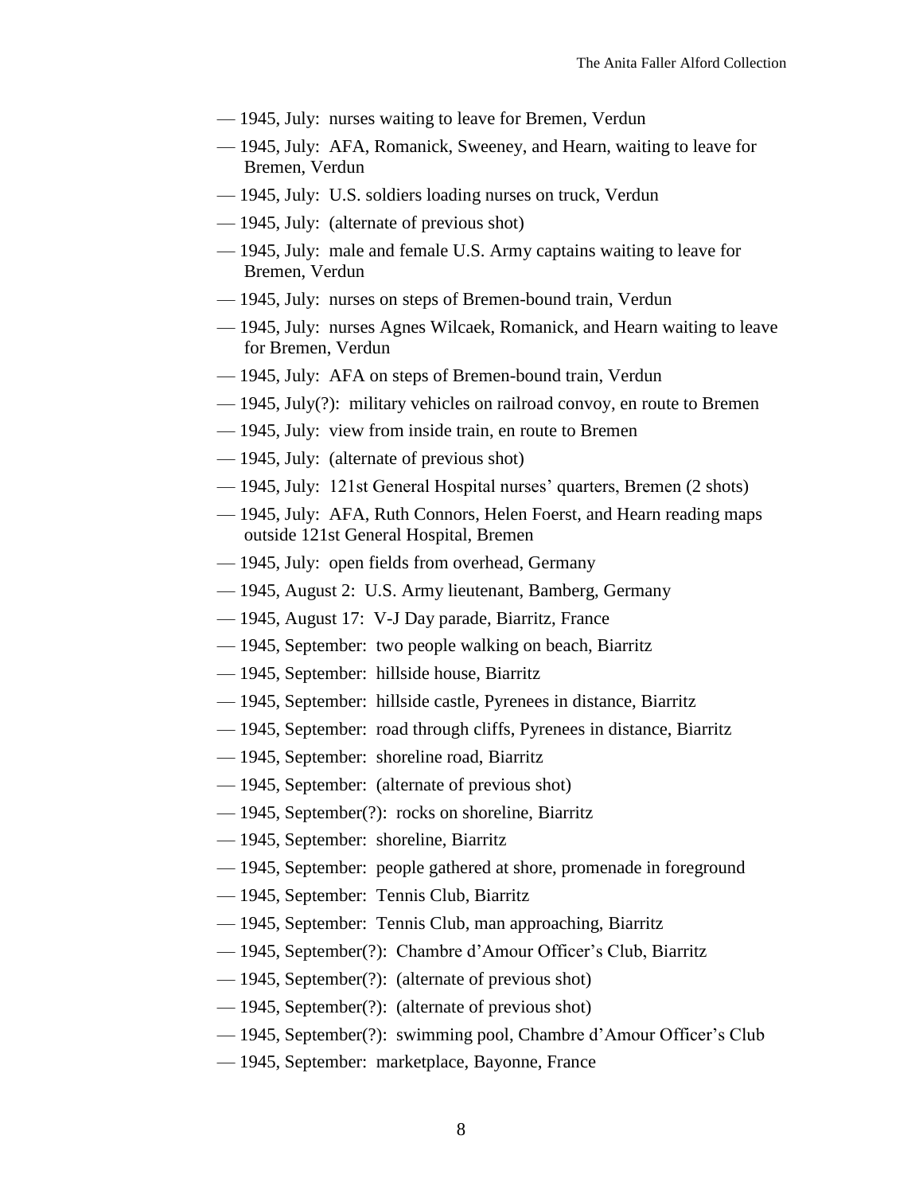— 1945, July: nurses waiting to leave for Bremen, Verdun

— 1945, July: AFA, Romanick, Sweeney, and Hearn, waiting to leave for Bremen, Verdun

— 1945, July: U.S. soldiers loading nurses on truck, Verdun

— 1945, July: (alternate of previous shot)

— 1945, July: male and female U.S. Army captains waiting to leave for Bremen, Verdun

— 1945, July: nurses on steps of Bremen-bound train, Verdun

— 1945, July: nurses Agnes Wilcaek, Romanick, and Hearn waiting to leave for Bremen, Verdun

— 1945, July: AFA on steps of Bremen-bound train, Verdun

— 1945, July(?): military vehicles on railroad convoy, en route to Bremen

— 1945, July: view from inside train, en route to Bremen

— 1945, July: (alternate of previous shot)

— 1945, July: 121st General Hospital nurses' quarters, Bremen (2 shots)

— 1945, July: AFA, Ruth Connors, Helen Foerst, and Hearn reading maps outside 121st General Hospital, Bremen

— 1945, July: open fields from overhead, Germany

— 1945, August 2: U.S. Army lieutenant, Bamberg, Germany

— 1945, August 17: V-J Day parade, Biarritz, France

— 1945, September: two people walking on beach, Biarritz

— 1945, September: hillside house, Biarritz

— 1945, September: hillside castle, Pyrenees in distance, Biarritz

— 1945, September: road through cliffs, Pyrenees in distance, Biarritz

— 1945, September: shoreline road, Biarritz

— 1945, September: (alternate of previous shot)

— 1945, September(?): rocks on shoreline, Biarritz

— 1945, September: shoreline, Biarritz

— 1945, September: people gathered at shore, promenade in foreground

— 1945, September: Tennis Club, Biarritz

— 1945, September: Tennis Club, man approaching, Biarritz

— 1945, September(?): Chambre d'Amour Officer's Club, Biarritz

— 1945, September(?): (alternate of previous shot)

— 1945, September(?): (alternate of previous shot)

— 1945, September(?): swimming pool, Chambre d'Amour Officer's Club

— 1945, September: marketplace, Bayonne, France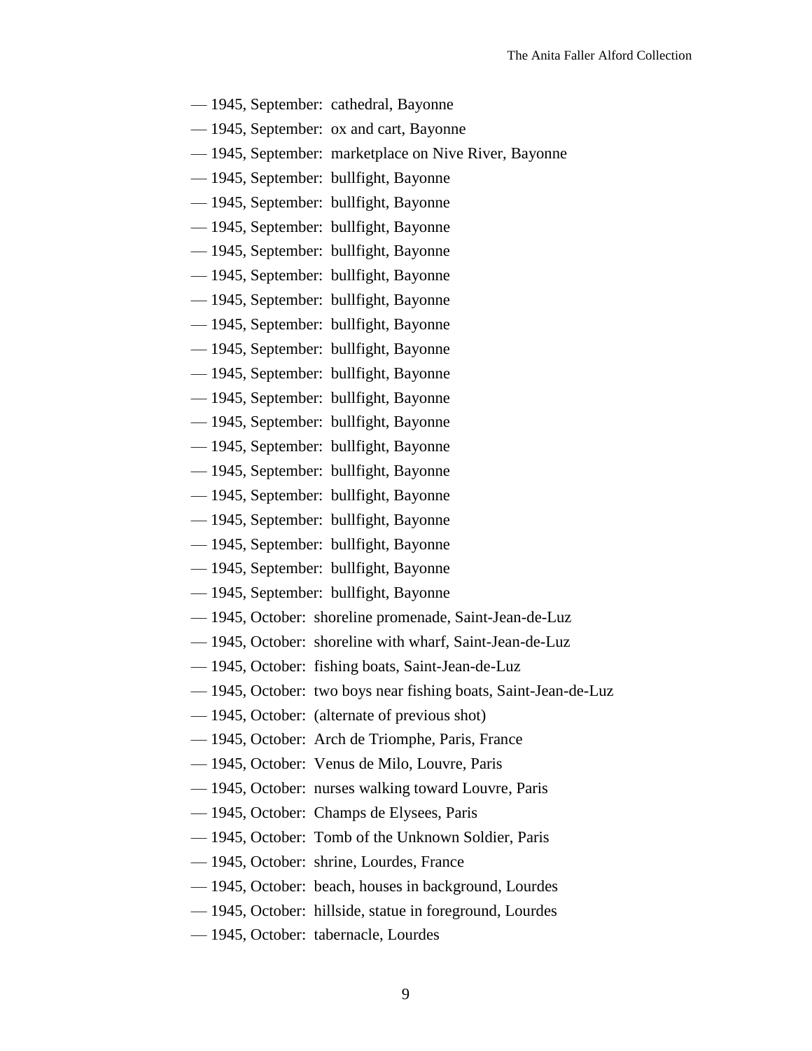— 1945, September: cathedral, Bayonne

— 1945, September: ox and cart, Bayonne

— 1945, September: marketplace on Nive River, Bayonne

— 1945, September: bullfight, Bayonne

— 1945, September: bullfight, Bayonne

— 1945, September: bullfight, Bayonne

— 1945, September: bullfight, Bayonne

— 1945, September: bullfight, Bayonne

— 1945, September: bullfight, Bayonne

— 1945, September: bullfight, Bayonne

— 1945, September: bullfight, Bayonne

— 1945, September: bullfight, Bayonne

— 1945, September: bullfight, Bayonne

— 1945, September: bullfight, Bayonne

— 1945, September: bullfight, Bayonne

— 1945, September: bullfight, Bayonne

— 1945, September: bullfight, Bayonne

— 1945, September: bullfight, Bayonne

— 1945, September: bullfight, Bayonne

— 1945, September: bullfight, Bayonne

— 1945, September: bullfight, Bayonne

— 1945, October: shoreline promenade, Saint-Jean-de-Luz

— 1945, October: shoreline with wharf, Saint-Jean-de-Luz

— 1945, October: fishing boats, Saint-Jean-de-Luz

— 1945, October: two boys near fishing boats, Saint-Jean-de-Luz

— 1945, October: (alternate of previous shot)

— 1945, October: Arch de Triomphe, Paris, France

— 1945, October: Venus de Milo, Louvre, Paris

— 1945, October: nurses walking toward Louvre, Paris

— 1945, October: Champs de Elysees, Paris

— 1945, October: Tomb of the Unknown Soldier, Paris

— 1945, October: shrine, Lourdes, France

— 1945, October: beach, houses in background, Lourdes

— 1945, October: hillside, statue in foreground, Lourdes

— 1945, October: tabernacle, Lourdes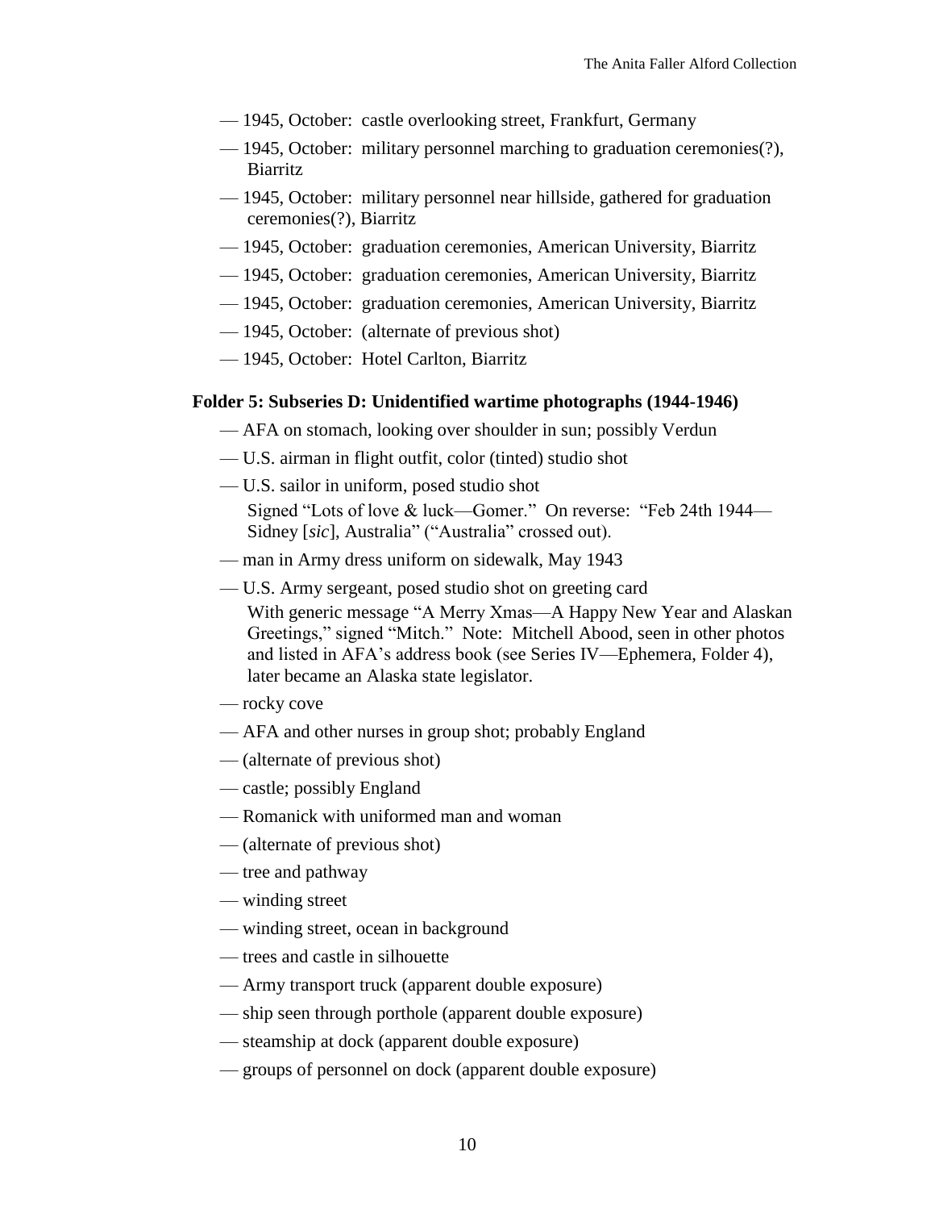- — 1945, October: castle overlooking street, Frankfurt, Germany
- — 1945, October: military personnel marching to graduation ceremonies(?), Biarritz
- — 1945, October: military personnel near hillside, gathered for graduation ceremonies(?), Biarritz
- — 1945, October: graduation ceremonies, American University, Biarritz
- — 1945, October: graduation ceremonies, American University, Biarritz
- — 1945, October: graduation ceremonies, American University, Biarritz
- — 1945, October: (alternate of previous shot)
- — 1945, October: Hotel Carlton, Biarritz

**Folder 5: Subseries D: Unidentified wartime photographs (1944-1946)**

- — AFA on stomach, looking over shoulder in sun; possibly Verdun
- — U.S. airman in flight outfit, color (tinted) studio shot
- — U.S. sailor in uniform, posed studio shot
  Signed "Lots of love & luck—Gomer." On reverse: "Feb 24th 1944—Sidney [*sic*], Australia" ("Australia" crossed out).
- — man in Army dress uniform on sidewalk, May 1943
- — U.S. Army sergeant, posed studio shot on greeting card
  With generic message "A Merry Xmas—A Happy New Year and Alaskan Greetings," signed "Mitch." Note: Mitchell Abood, seen in other photos and listed in AFA's address book (see Series IV—Ephemera, Folder 4), later became an Alaska state legislator.
- — rocky cove
- — AFA and other nurses in group shot; probably England
- — (alternate of previous shot)
- — castle; possibly England
- — Romanick with uniformed man and woman
- — (alternate of previous shot)
- — tree and pathway
- — winding street
- — winding street, ocean in background
- — trees and castle in silhouette
- — Army transport truck (apparent double exposure)
- — ship seen through porthole (apparent double exposure)
- — steamship at dock (apparent double exposure)
- — groups of personnel on dock (apparent double exposure)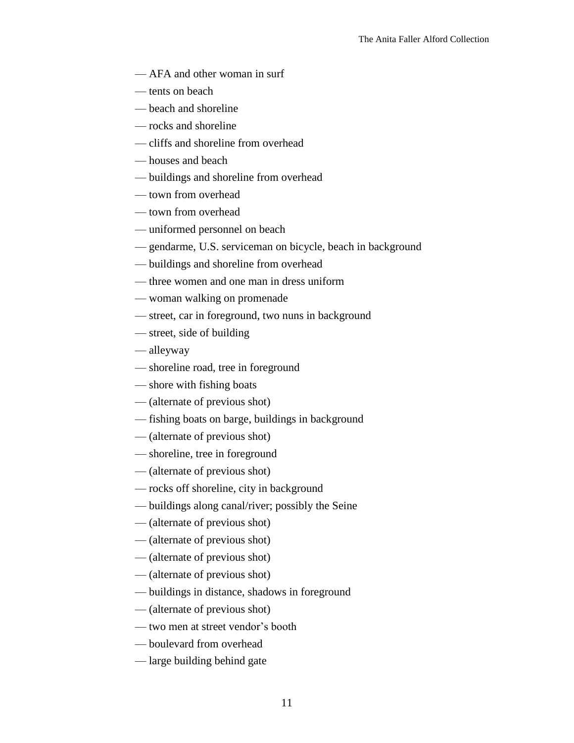— AFA and other woman in surf

— tents on beach

— beach and shoreline

— rocks and shoreline

— cliffs and shoreline from overhead

— houses and beach

— buildings and shoreline from overhead

— town from overhead

— town from overhead

— uniformed personnel on beach

— gendarme, U.S. serviceman on bicycle, beach in background

— buildings and shoreline from overhead

— three women and one man in dress uniform

— woman walking on promenade

— street, car in foreground, two nuns in background

— street, side of building

— alleyway

— shoreline road, tree in foreground

— shore with fishing boats

— (alternate of previous shot)

— fishing boats on barge, buildings in background

— (alternate of previous shot)

— shoreline, tree in foreground

— (alternate of previous shot)

— rocks off shoreline, city in background

— buildings along canal/river; possibly the Seine

— (alternate of previous shot)

— (alternate of previous shot)

— (alternate of previous shot)

— (alternate of previous shot)

— buildings in distance, shadows in foreground

— (alternate of previous shot)

— two men at street vendor's booth

— boulevard from overhead

— large building behind gate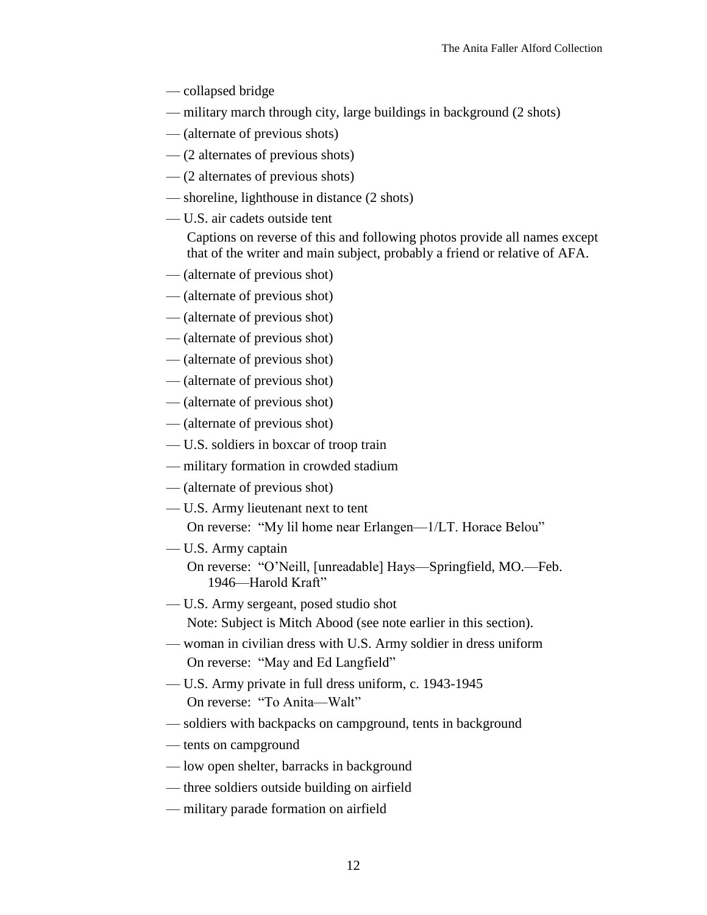— collapsed bridge

— military march through city, large buildings in background (2 shots)

— (alternate of previous shots)

— (2 alternates of previous shots)

— (2 alternates of previous shots)

— shoreline, lighthouse in distance (2 shots)

— U.S. air cadets outside tent

  Captions on reverse of this and following photos provide all names except that of the writer and main subject, probably a friend or relative of AFA.

— (alternate of previous shot)

— (alternate of previous shot)

— (alternate of previous shot)

— (alternate of previous shot)

— (alternate of previous shot)

— (alternate of previous shot)

— (alternate of previous shot)

— (alternate of previous shot)

— U.S. soldiers in boxcar of troop train

— military formation in crowded stadium

— (alternate of previous shot)

— U.S. Army lieutenant next to tent

  On reverse: "My lil home near Erlangen—1/LT. Horace Belou"

— U.S. Army captain

  On reverse: "O'Neill, [unreadable] Hays—Springfield, MO.—Feb. 1946—Harold Kraft"

— U.S. Army sergeant, posed studio shot

  Note: Subject is Mitch Abood (see note earlier in this section).

— woman in civilian dress with U.S. Army soldier in dress uniform

  On reverse: "May and Ed Langfield"

— U.S. Army private in full dress uniform, c. 1943-1945

  On reverse: "To Anita—Walt"

— soldiers with backpacks on campground, tents in background

— tents on campground

— low open shelter, barracks in background

— three soldiers outside building on airfield

— military parade formation on airfield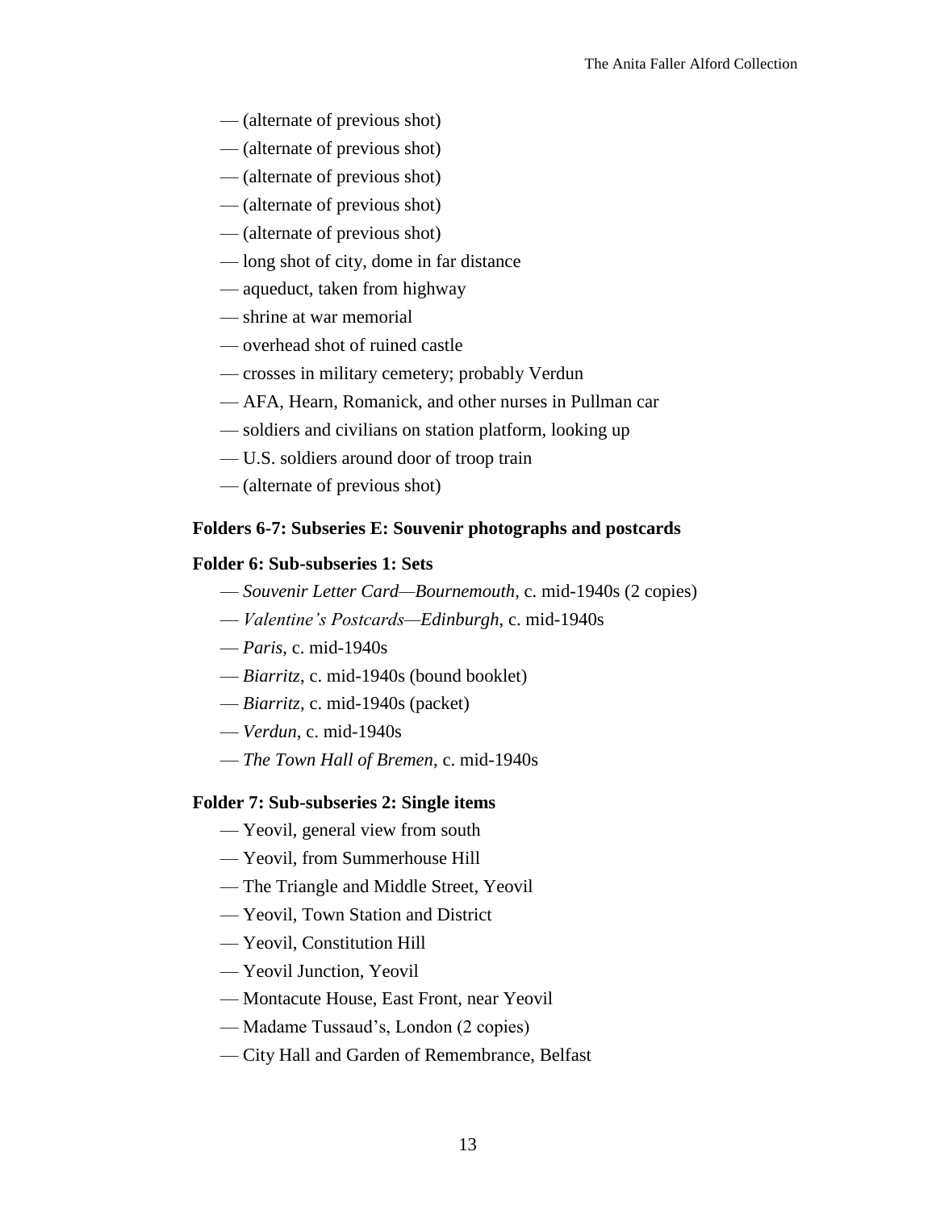— (alternate of previous shot)

— (alternate of previous shot)

— (alternate of previous shot)

— (alternate of previous shot)

— (alternate of previous shot)

— long shot of city, dome in far distance

— aqueduct, taken from highway

— shrine at war memorial

— overhead shot of ruined castle

— crosses in military cemetery; probably Verdun

— AFA, Hearn, Romanick, and other nurses in Pullman car

— soldiers and civilians on station platform, looking up

— U.S. soldiers around door of troop train

— (alternate of previous shot)

**Folders 6-7: Subseries E: Souvenir photographs and postcards**

**Folder 6: Sub-subseries 1: Sets**

— *Souvenir Letter Card—Bournemouth*, c. mid-1940s (2 copies)

— *Valentine's Postcards—Edinburgh*, c. mid-1940s

— *Paris*, c. mid-1940s

— *Biarritz*, c. mid-1940s (bound booklet)

— *Biarritz*, c. mid-1940s (packet)

— *Verdun*, c. mid-1940s

— *The Town Hall of Bremen*, c. mid-1940s

**Folder 7: Sub-subseries 2: Single items**

— Yeovil, general view from south

— Yeovil, from Summerhouse Hill

— The Triangle and Middle Street, Yeovil

— Yeovil, Town Station and District

— Yeovil, Constitution Hill

— Yeovil Junction, Yeovil

— Montacute House, East Front, near Yeovil

— Madame Tussaud's, London (2 copies)

— City Hall and Garden of Remembrance, Belfast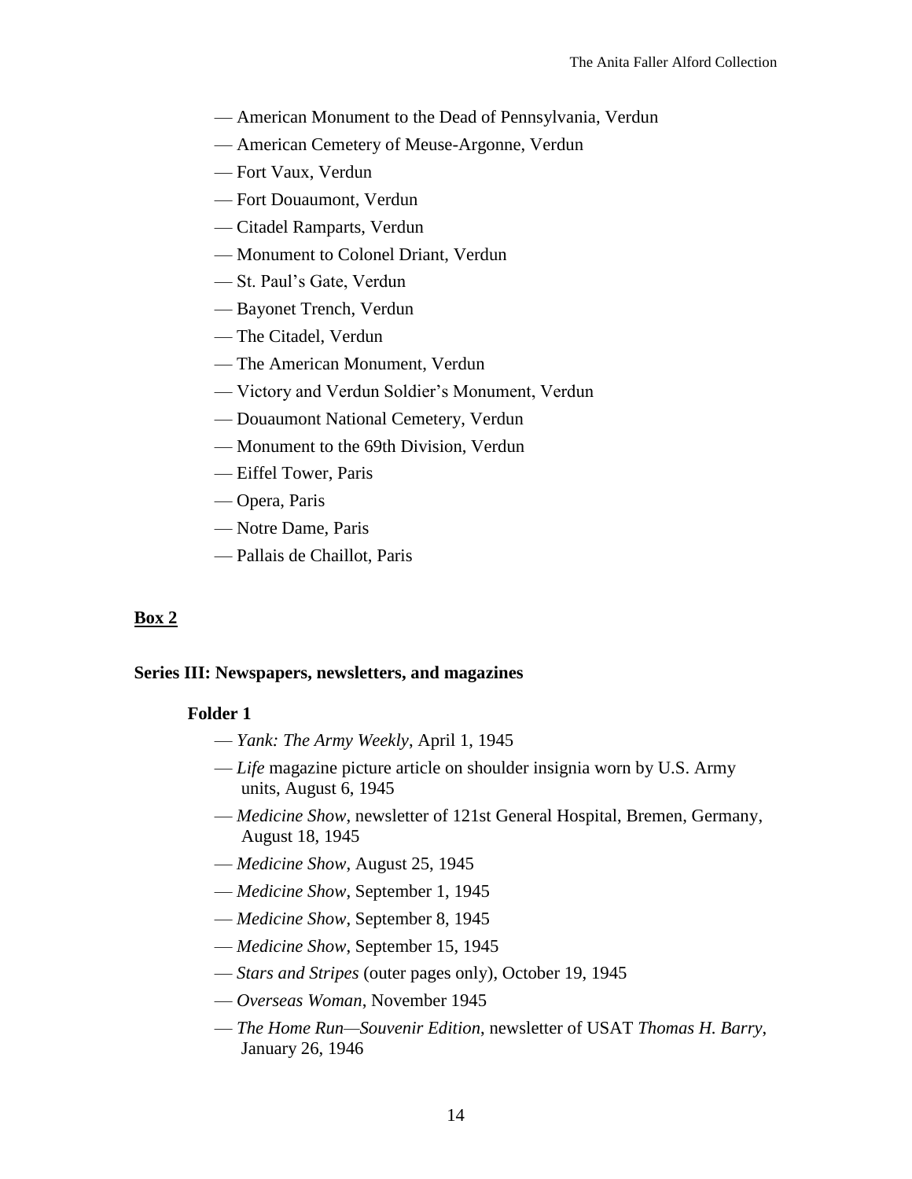— American Monument to the Dead of Pennsylvania, Verdun

— American Cemetery of Meuse-Argonne, Verdun

— Fort Vaux, Verdun

— Fort Douaumont, Verdun

— Citadel Ramparts, Verdun

— Monument to Colonel Driant, Verdun

— St. Paul's Gate, Verdun

— Bayonet Trench, Verdun

— The Citadel, Verdun

— The American Monument, Verdun

— Victory and Verdun Soldier's Monument, Verdun

— Douaumont National Cemetery, Verdun

— Monument to the 69th Division, Verdun

— Eiffel Tower, Paris

— Opera, Paris

— Notre Dame, Paris

— Pallais de Chaillot, Paris

**<u>Box 2</u>**

**Series III: Newspapers, newsletters, and magazines**

**Folder 1**

— *Yank: The Army Weekly*, April 1, 1945

— *Life* magazine picture article on shoulder insignia worn by U.S. Army units, August 6, 1945

— *Medicine Show*, newsletter of 121st General Hospital, Bremen, Germany, August 18, 1945

— *Medicine Show*, August 25, 1945

— *Medicine Show*, September 1, 1945

— *Medicine Show*, September 8, 1945

— *Medicine Show*, September 15, 1945

— *Stars and Stripes* (outer pages only), October 19, 1945

— *Overseas Woman*, November 1945

— *The Home Run—Souvenir Edition*, newsletter of USAT *Thomas H. Barry*, January 26, 1946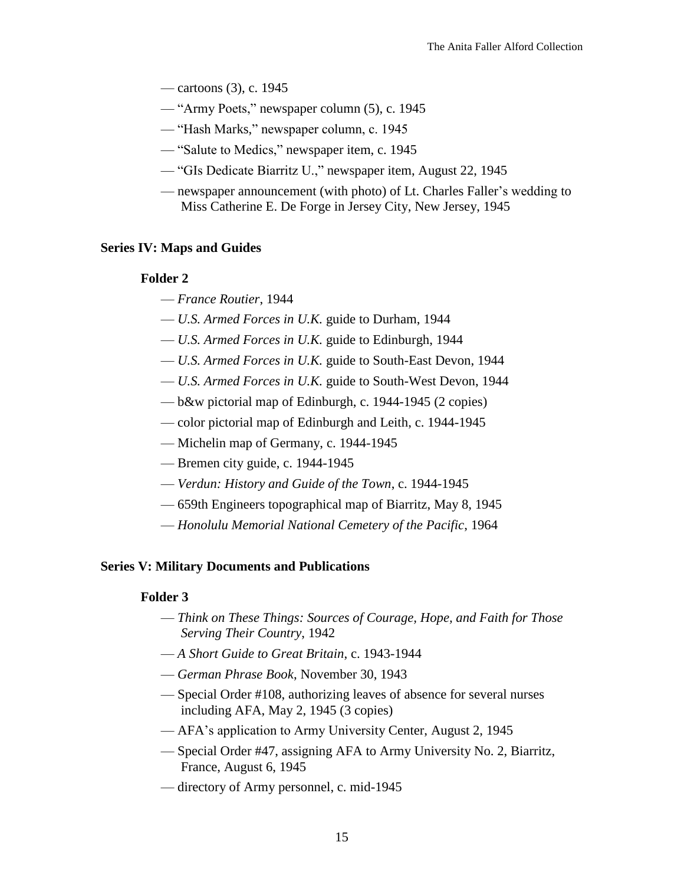— cartoons (3), c. 1945

— "Army Poets," newspaper column (5), c. 1945

— "Hash Marks," newspaper column, c. 1945

— "Salute to Medics," newspaper item, c. 1945

— "GIs Dedicate Biarritz U.," newspaper item, August 22, 1945

— newspaper announcement (with photo) of Lt. Charles Faller's wedding to Miss Catherine E. De Forge in Jersey City, New Jersey, 1945

## Series IV: Maps and Guides

### Folder 2

— *France Routier*, 1944

— *U.S. Armed Forces in U.K.* guide to Durham, 1944

— *U.S. Armed Forces in U.K.* guide to Edinburgh, 1944

— *U.S. Armed Forces in U.K.* guide to South-East Devon, 1944

— *U.S. Armed Forces in U.K.* guide to South-West Devon, 1944

— b&w pictorial map of Edinburgh, c. 1944-1945 (2 copies)

— color pictorial map of Edinburgh and Leith, c. 1944-1945

— Michelin map of Germany, c. 1944-1945

— Bremen city guide, c. 1944-1945

— *Verdun: History and Guide of the Town*, c. 1944-1945

— 659th Engineers topographical map of Biarritz, May 8, 1945

— *Honolulu Memorial National Cemetery of the Pacific*, 1964

## Series V: Military Documents and Publications

### Folder 3

— *Think on These Things: Sources of Courage, Hope, and Faith for Those Serving Their Country*, 1942

— *A Short Guide to Great Britain*, c. 1943-1944

— *German Phrase Book*, November 30, 1943

— Special Order #108, authorizing leaves of absence for several nurses including AFA, May 2, 1945 (3 copies)

— AFA's application to Army University Center, August 2, 1945

— Special Order #47, assigning AFA to Army University No. 2, Biarritz, France, August 6, 1945

— directory of Army personnel, c. mid-1945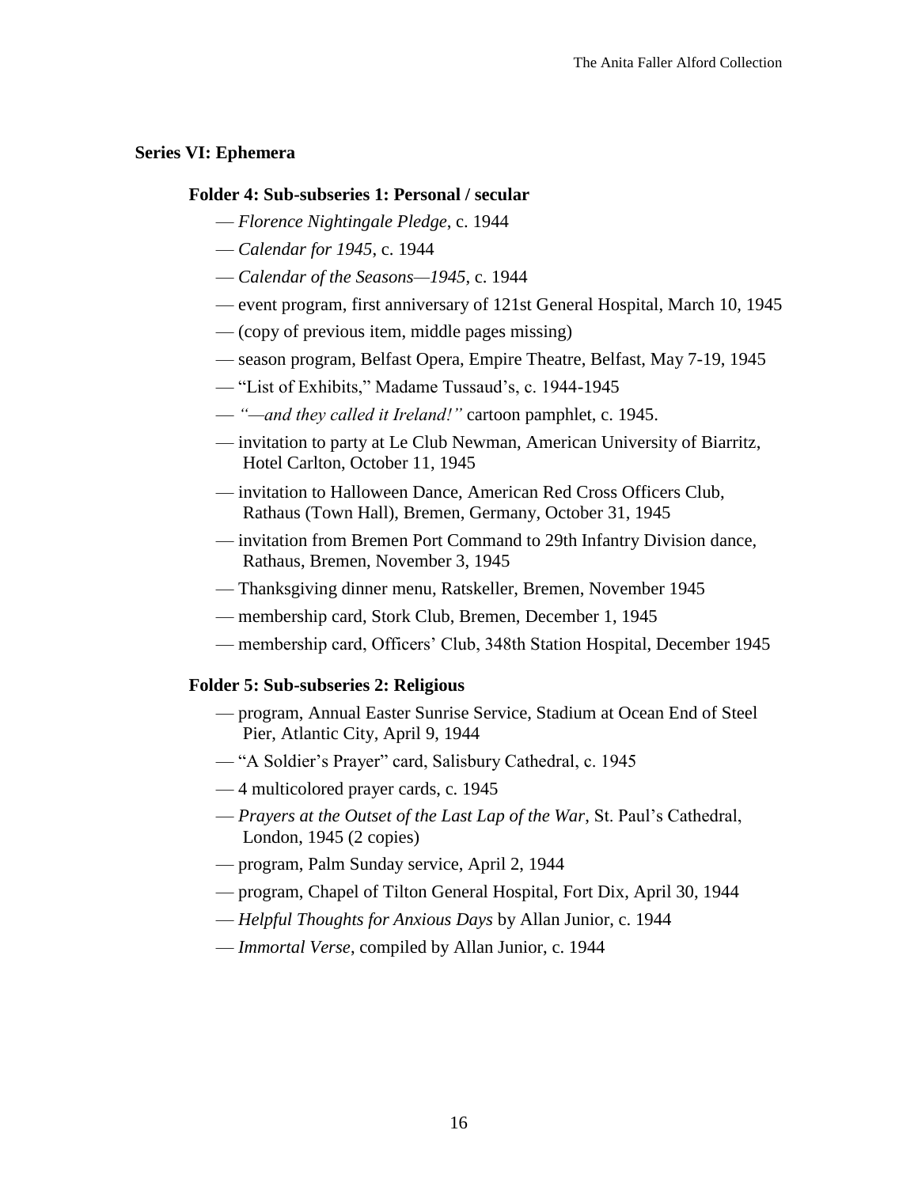**Series VI: Ephemera**

**Folder 4: Sub-subseries 1: Personal / secular**

- — *Florence Nightingale Pledge*, c. 1944
- — *Calendar for 1945*, c. 1944
- — *Calendar of the Seasons—1945*, c. 1944
- — event program, first anniversary of 121st General Hospital, March 10, 1945
- — (copy of previous item, middle pages missing)
- — season program, Belfast Opera, Empire Theatre, Belfast, May 7-19, 1945
- — "List of Exhibits," Madame Tussaud's, c. 1944-1945
- — *"—and they called it Ireland!"* cartoon pamphlet, c. 1945.
- — invitation to party at Le Club Newman, American University of Biarritz, Hotel Carlton, October 11, 1945
- — invitation to Halloween Dance, American Red Cross Officers Club, Rathaus (Town Hall), Bremen, Germany, October 31, 1945
- — invitation from Bremen Port Command to 29th Infantry Division dance, Rathaus, Bremen, November 3, 1945
- — Thanksgiving dinner menu, Ratskeller, Bremen, November 1945
- — membership card, Stork Club, Bremen, December 1, 1945
- — membership card, Officers' Club, 348th Station Hospital, December 1945

**Folder 5: Sub-subseries 2: Religious**

- — program, Annual Easter Sunrise Service, Stadium at Ocean End of Steel Pier, Atlantic City, April 9, 1944
- — "A Soldier's Prayer" card, Salisbury Cathedral, c. 1945
- — 4 multicolored prayer cards, c. 1945
- — *Prayers at the Outset of the Last Lap of the War*, St. Paul's Cathedral, London, 1945 (2 copies)
- — program, Palm Sunday service, April 2, 1944
- — program, Chapel of Tilton General Hospital, Fort Dix, April 30, 1944
- — *Helpful Thoughts for Anxious Days* by Allan Junior, c. 1944
- — *Immortal Verse*, compiled by Allan Junior, c. 1944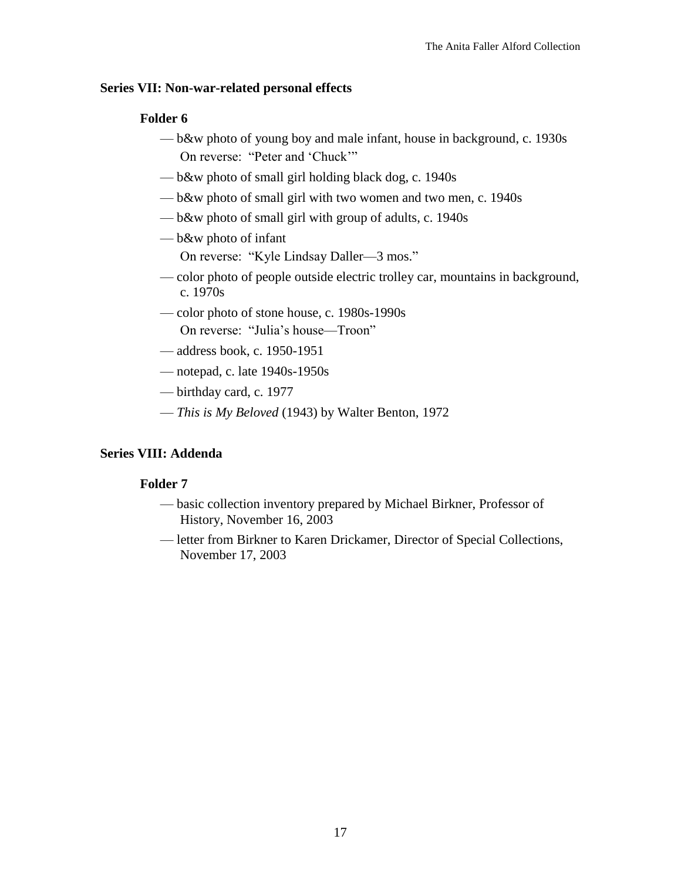**Series VII: Non-war-related personal effects**

**Folder 6**

— b&w photo of young boy and male infant, house in background, c. 1930s
  On reverse: "Peter and 'Chuck'"

— b&w photo of small girl holding black dog, c. 1940s

— b&w photo of small girl with two women and two men, c. 1940s

— b&w photo of small girl with group of adults, c. 1940s

— b&w photo of infant
  On reverse: "Kyle Lindsay Daller—3 mos."

— color photo of people outside electric trolley car, mountains in background, c. 1970s

— color photo of stone house, c. 1980s-1990s
  On reverse: "Julia's house—Troon"

— address book, c. 1950-1951

— notepad, c. late 1940s-1950s

— birthday card, c. 1977

— *This is My Beloved* (1943) by Walter Benton, 1972

**Series VIII: Addenda**

**Folder 7**

— basic collection inventory prepared by Michael Birkner, Professor of History, November 16, 2003

— letter from Birkner to Karen Drickamer, Director of Special Collections, November 17, 2003